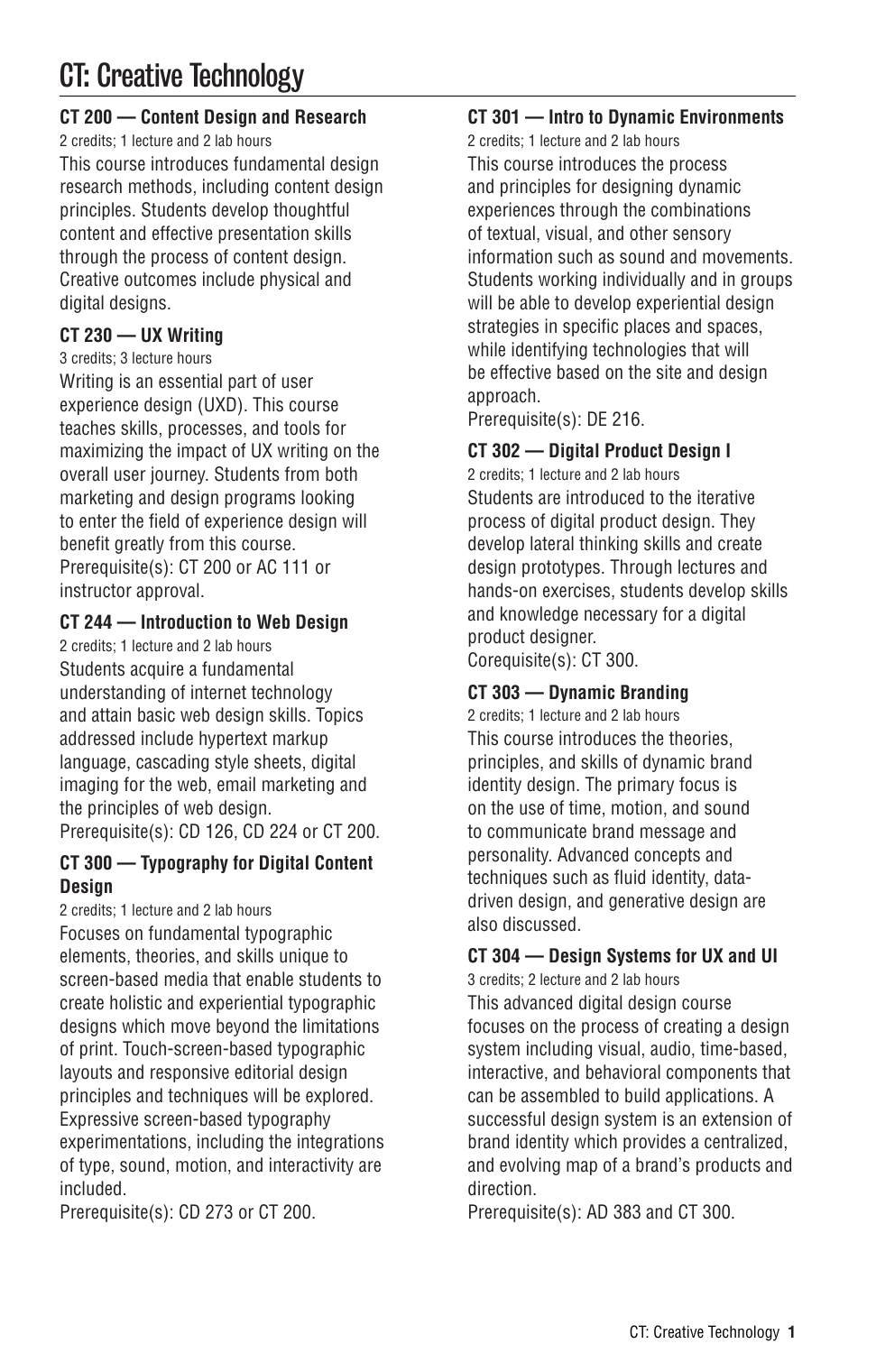# CT: Creative Technology

### CT 200 — Content Design and Research

2 credits; 1 lecture and 2 lab hours

This course introduces fundamental design research methods, including content design principles. Students develop thoughtful content and effective presentation skills through the process of content design. Creative outcomes include physical and digital designs.

### CT 230 — UX Writing

3 credits; 3 lecture hours

Writing is an essential part of user experience design (UXD). This course teaches skills, processes, and tools for maximizing the impact of UX writing on the overall user journey. Students from both marketing and design programs looking to enter the field of experience design will benefit greatly from this course.

Prerequisite(s): CT 200 or AC 111 or instructor approval.

### CT 244 — Introduction to Web Design

2 credits; 1 lecture and 2 lab hours

Students acquire a fundamental understanding of internet technology and attain basic web design skills. Topics addressed include hypertext markup language, cascading style sheets, digital imaging for the web, email marketing and the principles of web design.

Prerequisite(s): CD 126, CD 224 or CT 200.

### CT 300 — Typography for Digital Content Design

2 credits; 1 lecture and 2 lab hours

Focuses on fundamental typographic elements, theories, and skills unique to screen-based media that enable students to create holistic and experiential typographic designs which move beyond the limitations of print. Touch-screen-based typographic layouts and responsive editorial design principles and techniques will be explored. Expressive screen-based typography experimentations, including the integrations of type, sound, motion, and interactivity are included.

Prerequisite(s): CD 273 or CT 200.

### CT 301 — Intro to Dynamic Environments

2 credits; 1 lecture and 2 lab hours

This course introduces the process and principles for designing dynamic experiences through the combinations of textual, visual, and other sensory information such as sound and movements. Students working individually and in groups will be able to develop experiential design strategies in specific places and spaces, while identifying technologies that will be effective based on the site and design approach.

Prerequisite(s): DE 216.

### CT 302 — Digital Product Design I

2 credits; 1 lecture and 2 lab hours

Students are introduced to the iterative process of digital product design. They develop lateral thinking skills and create design prototypes. Through lectures and hands-on exercises, students develop skills and knowledge necessary for a digital product designer.

Corequisite(s): CT 300.

### CT 303 — Dynamic Branding

2 credits; 1 lecture and 2 lab hours

This course introduces the theories, principles, and skills of dynamic brand identity design. The primary focus is on the use of time, motion, and sound to communicate brand message and personality. Advanced concepts and techniques such as fluid identity, data-driven design, and generative design are also discussed.

### CT 304 — Design Systems for UX and UI

3 credits; 2 lecture and 2 lab hours

This advanced digital design course focuses on the process of creating a design system including visual, audio, time-based, interactive, and behavioral components that can be assembled to build applications. A successful design system is an extension of brand identity which provides a centralized, and evolving map of a brand's products and direction.

Prerequisite(s): AD 383 and CT 300.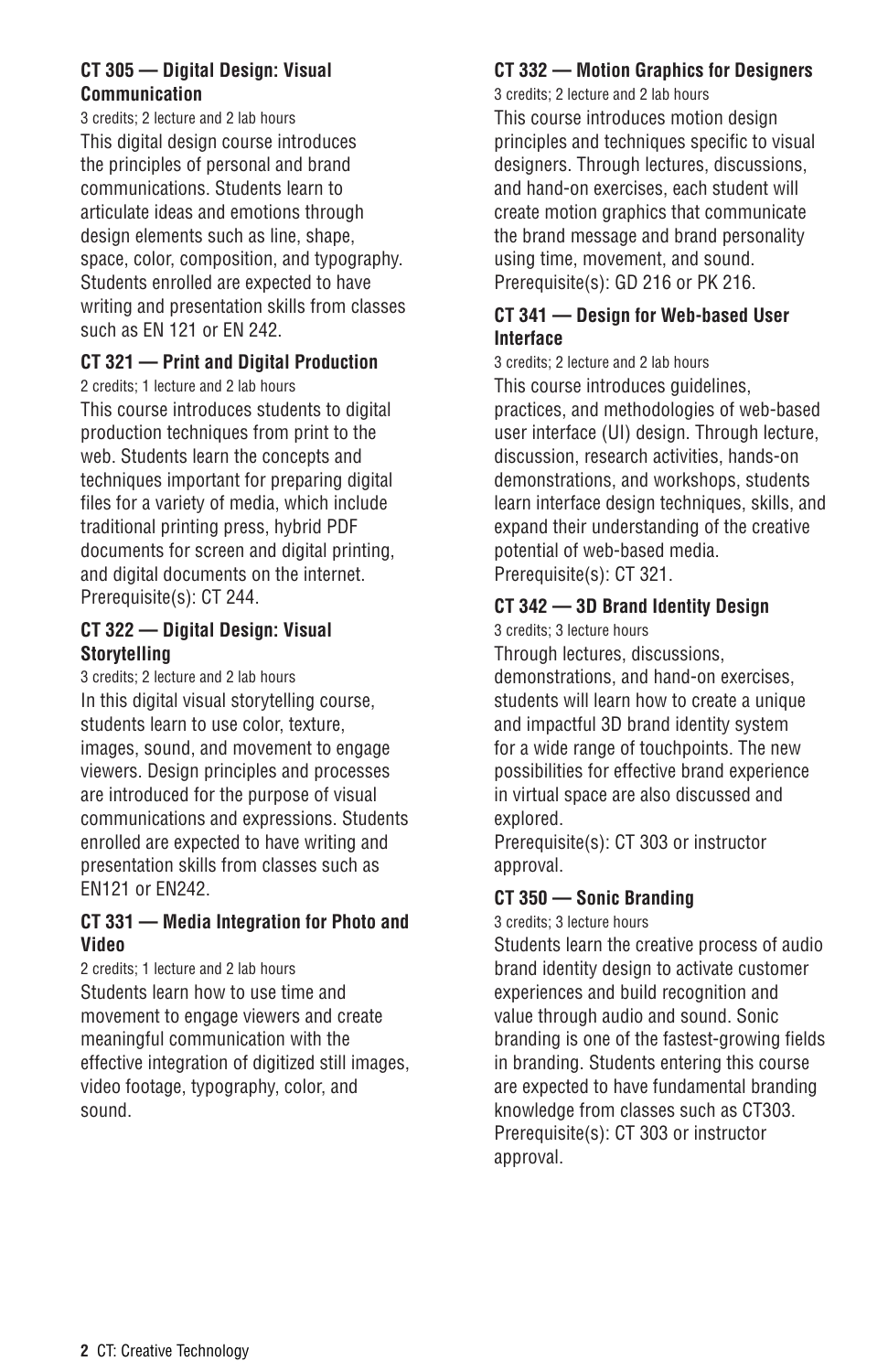**CT 305 — Digital Design: Visual Communication**

3 credits; 2 lecture and 2 lab hours

This digital design course introduces the principles of personal and brand communications. Students learn to articulate ideas and emotions through design elements such as line, shape, space, color, composition, and typography. Students enrolled are expected to have writing and presentation skills from classes such as EN 121 or EN 242.

**CT 321 — Print and Digital Production**

2 credits; 1 lecture and 2 lab hours

This course introduces students to digital production techniques from print to the web. Students learn the concepts and techniques important for preparing digital files for a variety of media, which include traditional printing press, hybrid PDF documents for screen and digital printing, and digital documents on the internet.
Prerequisite(s): CT 244.

**CT 322 — Digital Design: Visual Storytelling**

3 credits; 2 lecture and 2 lab hours

In this digital visual storytelling course, students learn to use color, texture, images, sound, and movement to engage viewers. Design principles and processes are introduced for the purpose of visual communications and expressions. Students enrolled are expected to have writing and presentation skills from classes such as EN121 or EN242.

**CT 331 — Media Integration for Photo and Video**

2 credits; 1 lecture and 2 lab hours

Students learn how to use time and movement to engage viewers and create meaningful communication with the effective integration of digitized still images, video footage, typography, color, and sound.

**CT 332 — Motion Graphics for Designers**

3 credits; 2 lecture and 2 lab hours

This course introduces motion design principles and techniques specific to visual designers. Through lectures, discussions, and hand-on exercises, each student will create motion graphics that communicate the brand message and brand personality using time, movement, and sound.
Prerequisite(s): GD 216 or PK 216.

**CT 341 — Design for Web-based User Interface**

3 credits; 2 lecture and 2 lab hours

This course introduces guidelines, practices, and methodologies of web-based user interface (UI) design. Through lecture, discussion, research activities, hands-on demonstrations, and workshops, students learn interface design techniques, skills, and expand their understanding of the creative potential of web-based media.
Prerequisite(s): CT 321.

**CT 342 — 3D Brand Identity Design**

3 credits; 3 lecture hours

Through lectures, discussions, demonstrations, and hand-on exercises, students will learn how to create a unique and impactful 3D brand identity system for a wide range of touchpoints. The new possibilities for effective brand experience in virtual space are also discussed and explored.
Prerequisite(s): CT 303 or instructor approval.

**CT 350 — Sonic Branding**

3 credits; 3 lecture hours

Students learn the creative process of audio brand identity design to activate customer experiences and build recognition and value through audio and sound. Sonic branding is one of the fastest-growing fields in branding. Students entering this course are expected to have fundamental branding knowledge from classes such as CT303.
Prerequisite(s): CT 303 or instructor approval.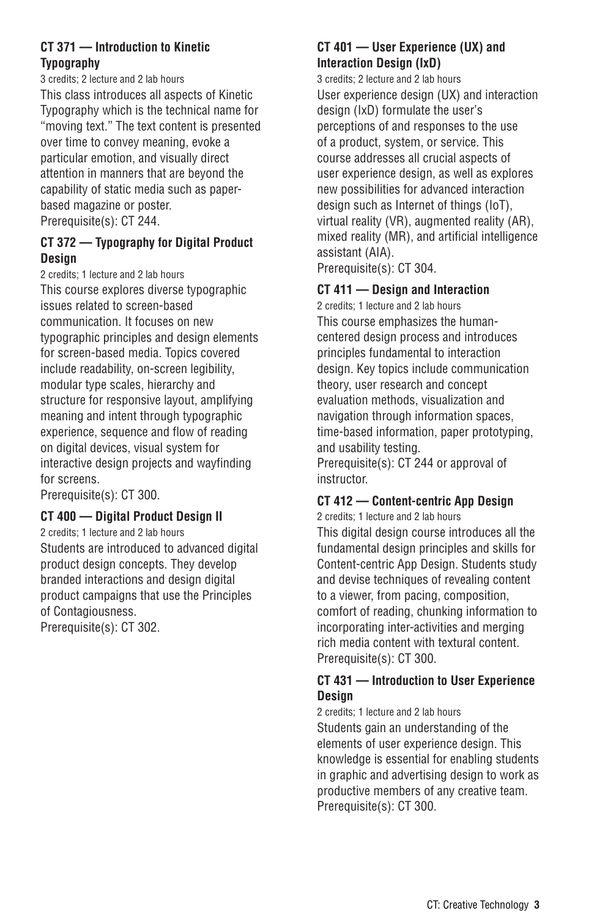**CT 371 — Introduction to Kinetic Typography**

3 credits; 2 lecture and 2 lab hours

This class introduces all aspects of Kinetic Typography which is the technical name for "moving text." The text content is presented over time to convey meaning, evoke a particular emotion, and visually direct attention in manners that are beyond the capability of static media such as paper-based magazine or poster.

Prerequisite(s): CT 244.

**CT 372 — Typography for Digital Product Design**

2 credits; 1 lecture and 2 lab hours

This course explores diverse typographic issues related to screen-based communication. It focuses on new typographic principles and design elements for screen-based media. Topics covered include readability, on-screen legibility, modular type scales, hierarchy and structure for responsive layout, amplifying meaning and intent through typographic experience, sequence and flow of reading on digital devices, visual system for interactive design projects and wayfinding for screens.

Prerequisite(s): CT 300.

**CT 400 — Digital Product Design II**

2 credits; 1 lecture and 2 lab hours

Students are introduced to advanced digital product design concepts. They develop branded interactions and design digital product campaigns that use the Principles of Contagiousness.

Prerequisite(s): CT 302.

**CT 401 — User Experience (UX) and Interaction Design (IxD)**

3 credits; 2 lecture and 2 lab hours

User experience design (UX) and interaction design (IxD) formulate the user's perceptions of and responses to the use of a product, system, or service. This course addresses all crucial aspects of user experience design, as well as explores new possibilities for advanced interaction design such as Internet of things (IoT), virtual reality (VR), augmented reality (AR), mixed reality (MR), and artificial intelligence assistant (AIA).

Prerequisite(s): CT 304.

**CT 411 — Design and Interaction**

2 credits; 1 lecture and 2 lab hours

This course emphasizes the human-centered design process and introduces principles fundamental to interaction design. Key topics include communication theory, user research and concept evaluation methods, visualization and navigation through information spaces, time-based information, paper prototyping, and usability testing.

Prerequisite(s): CT 244 or approval of instructor.

**CT 412 — Content-centric App Design**

2 credits; 1 lecture and 2 lab hours

This digital design course introduces all the fundamental design principles and skills for Content-centric App Design. Students study and devise techniques of revealing content to a viewer, from pacing, composition, comfort of reading, chunking information to incorporating inter-activities and merging rich media content with textural content.

Prerequisite(s): CT 300.

**CT 431 — Introduction to User Experience Design**

2 credits; 1 lecture and 2 lab hours

Students gain an understanding of the elements of user experience design. This knowledge is essential for enabling students in graphic and advertising design to work as productive members of any creative team.

Prerequisite(s): CT 300.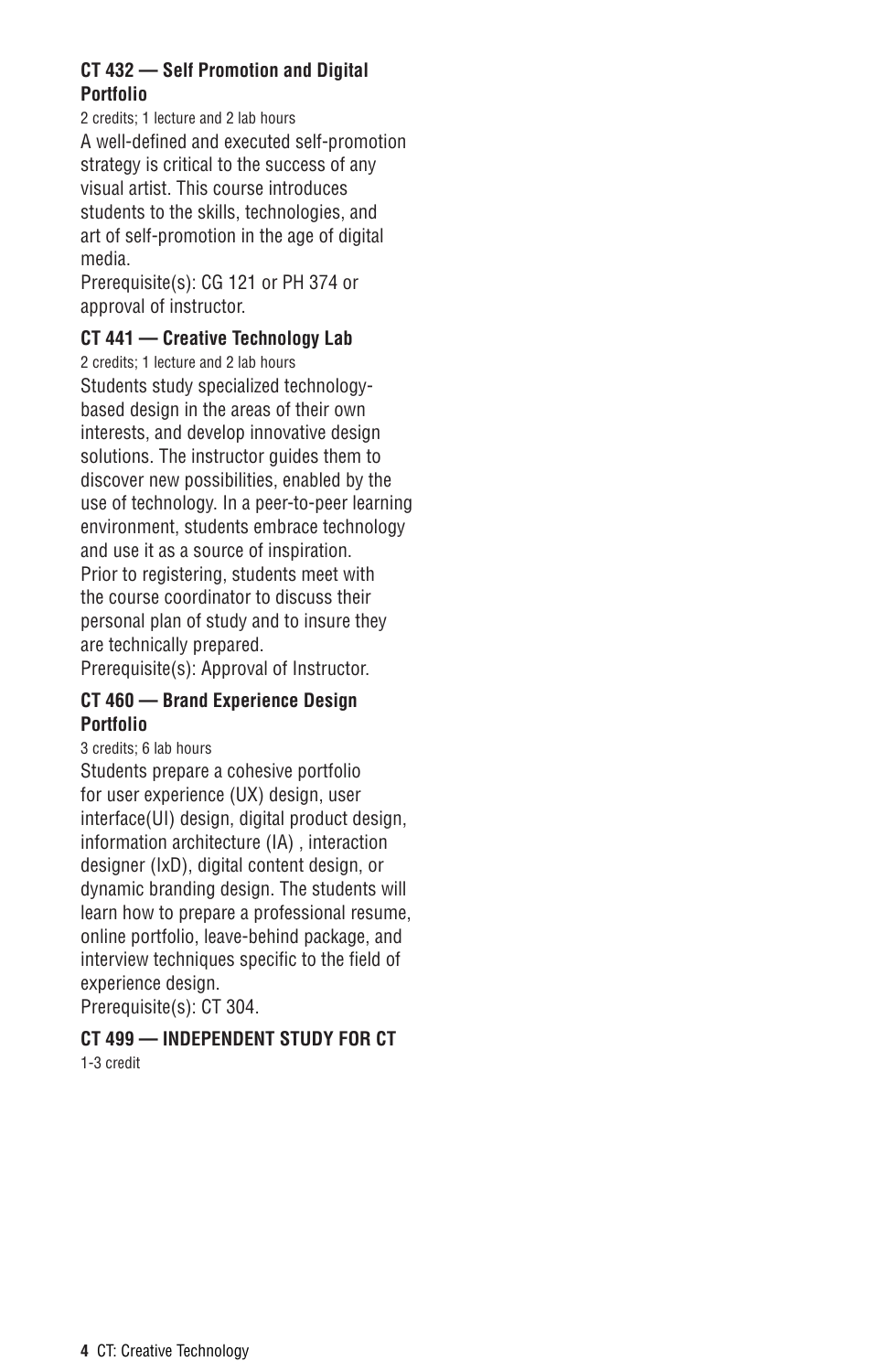**CT 432 — Self Promotion and Digital Portfolio**

2 credits; 1 lecture and 2 lab hours

A well-defined and executed self-promotion strategy is critical to the success of any visual artist. This course introduces students to the skills, technologies, and art of self-promotion in the age of digital media.

Prerequisite(s): CG 121 or PH 374 or approval of instructor.

**CT 441 — Creative Technology Lab**

2 credits; 1 lecture and 2 lab hours

Students study specialized technology-based design in the areas of their own interests, and develop innovative design solutions. The instructor guides them to discover new possibilities, enabled by the use of technology. In a peer-to-peer learning environment, students embrace technology and use it as a source of inspiration. Prior to registering, students meet with the course coordinator to discuss their personal plan of study and to insure they are technically prepared.

Prerequisite(s): Approval of Instructor.

**CT 460 — Brand Experience Design Portfolio**

3 credits; 6 lab hours

Students prepare a cohesive portfolio for user experience (UX) design, user interface(UI) design, digital product design, information architecture (IA) , interaction designer (IxD), digital content design, or dynamic branding design. The students will learn how to prepare a professional resume, online portfolio, leave-behind package, and interview techniques specific to the field of experience design.

Prerequisite(s): CT 304.

**CT 499 — INDEPENDENT STUDY FOR CT**

1-3 credit